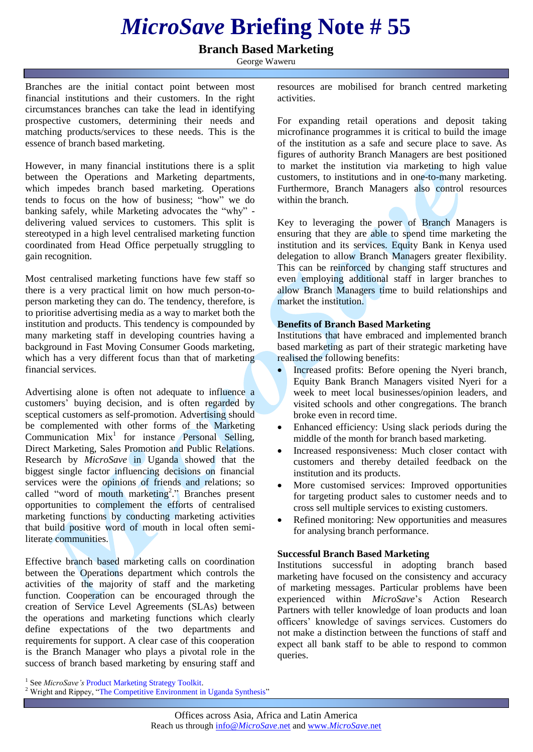# *MicroSave* Briefing Note # 55

## Branch Based Marketing

George Waweru

Branches are the initial contact point between most financial institutions and their customers. In the right circumstances branches can take the lead in identifying prospective customers, determining their needs and matching products/services to these needs. This is the essence of branch based marketing.

However, in many financial institutions there is a split between the Operations and Marketing departments, which impedes branch based marketing. Operations tends to focus on the how of business; "how" we do banking safely, while Marketing advocates the "why" - delivering valued services to customers. This split is stereotyped in a high level centralised marketing function coordinated from Head Office perpetually struggling to gain recognition.

Most centralised marketing functions have few staff so there is a very practical limit on how much person-to-person marketing they can do. The tendency, therefore, is to prioritise advertising media as a way to market both the institution and products. This tendency is compounded by many marketing staff in developing countries having a background in Fast Moving Consumer Goods marketing, which has a very different focus than that of marketing financial services.

Advertising alone is often not adequate to influence a customers' buying decision, and is often regarded by sceptical customers as self-promotion. Advertising should be complemented with other forms of the Marketing Communication Mix[1] for instance Personal Selling, Direct Marketing, Sales Promotion and Public Relations. Research by *MicroSave* in Uganda showed that the biggest single factor influencing decisions on financial services were the opinions of friends and relations; so called "word of mouth marketing[2]." Branches present opportunities to complement the efforts of centralised marketing functions by conducting marketing activities that build positive word of mouth in local often semi-literate communities.

Effective branch based marketing calls on coordination between the Operations department which controls the activities of the majority of staff and the marketing function. Cooperation can be encouraged through the creation of Service Level Agreements (SLAs) between the operations and marketing functions which clearly define expectations of the two departments and requirements for support. A clear case of this cooperation is the Branch Manager who plays a pivotal role in the success of branch based marketing by ensuring staff and resources are mobilised for branch centred marketing activities.

For expanding retail operations and deposit taking microfinance programmes it is critical to build the image of the institution as a safe and secure place to save. As figures of authority Branch Managers are best positioned to market the institution via marketing to high value customers, to institutions and in one-to-many marketing. Furthermore, Branch Managers also control resources within the branch.

Key to leveraging the power of Branch Managers is ensuring that they are able to spend time marketing the institution and its services. Equity Bank in Kenya used delegation to allow Branch Managers greater flexibility. This can be reinforced by changing staff structures and even employing additional staff in larger branches to allow Branch Managers time to build relationships and market the institution.

### Benefits of Branch Based Marketing

Institutions that have embraced and implemented branch based marketing as part of their strategic marketing have realised the following benefits:

- Increased profits: Before opening the Nyeri branch, Equity Bank Branch Managers visited Nyeri for a week to meet local businesses/opinion leaders, and visited schools and other congregations. The branch broke even in record time.
- Enhanced efficiency: Using slack periods during the middle of the month for branch based marketing.
- Increased responsiveness: Much closer contact with customers and thereby detailed feedback on the institution and its products.
- More customised services: Improved opportunities for targeting product sales to customer needs and to cross sell multiple services to existing customers.
- Refined monitoring: New opportunities and measures for analysing branch performance.

### Successful Branch Based Marketing

Institutions successful in adopting branch based marketing have focused on the consistency and accuracy of marketing messages. Particular problems have been experienced within *MicroSave*'s Action Research Partners with teller knowledge of loan products and loan officers' knowledge of savings services. Customers do not make a distinction between the functions of staff and expect all bank staff to be able to respond to common queries.

---

[1] See *MicroSave's* Product Marketing Strategy Toolkit.

[2] Wright and Rippey, "The Competitive Environment in Uganda Synthesis"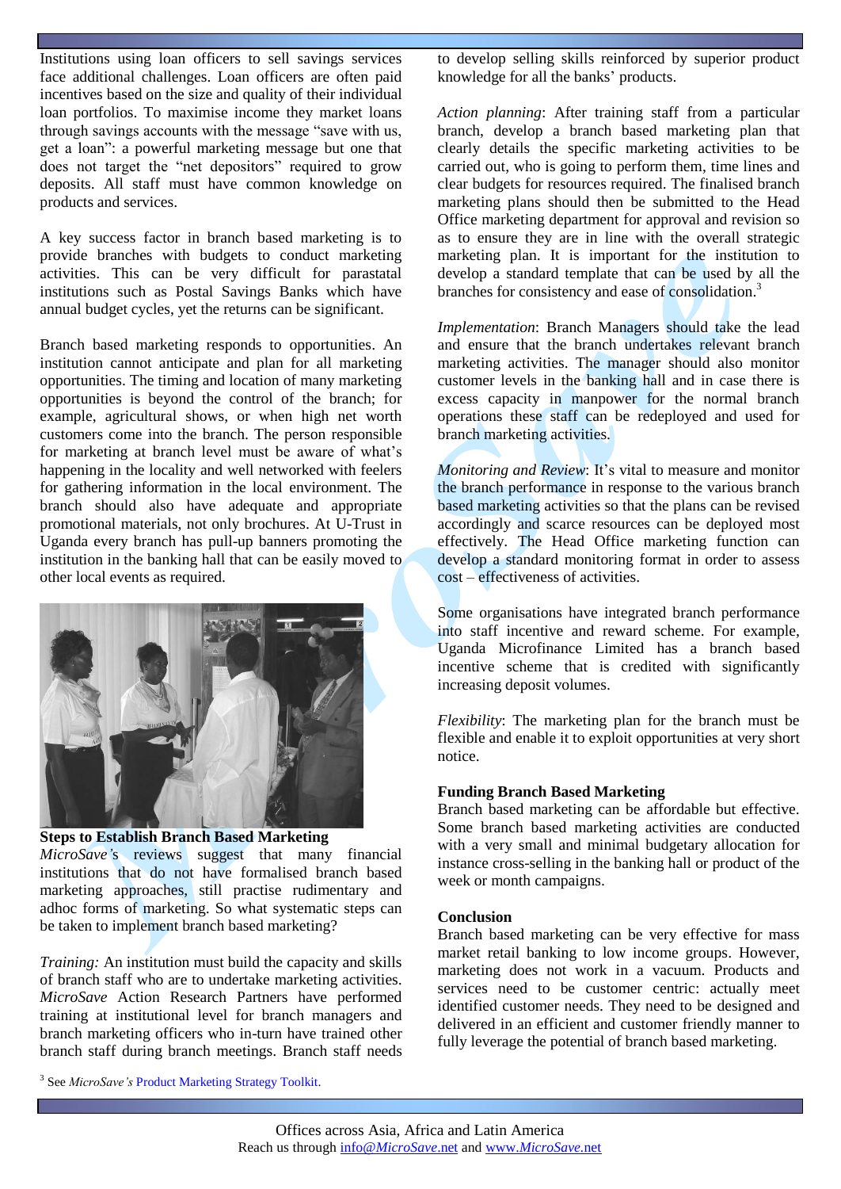Institutions using loan officers to sell savings services face additional challenges. Loan officers are often paid incentives based on the size and quality of their individual loan portfolios. To maximise income they market loans through savings accounts with the message "save with us, get a loan": a powerful marketing message but one that does not target the "net depositors" required to grow deposits. All staff must have common knowledge on products and services.

A key success factor in branch based marketing is to provide branches with budgets to conduct marketing activities. This can be very difficult for parastatal institutions such as Postal Savings Banks which have annual budget cycles, yet the returns can be significant.

Branch based marketing responds to opportunities. An institution cannot anticipate and plan for all marketing opportunities. The timing and location of many marketing opportunities is beyond the control of the branch; for example, agricultural shows, or when high net worth customers come into the branch. The person responsible for marketing at branch level must be aware of what's happening in the locality and well networked with feelers for gathering information in the local environment. The branch should also have adequate and appropriate promotional materials, not only brochures. At U-Trust in Uganda every branch has pull-up banners promoting the institution in the banking hall that can be easily moved to other local events as required.

## Steps to Establish Branch Based Marketing

*MicroSave's* reviews suggest that many financial institutions that do not have formalised branch based marketing approaches, still practise rudimentary and adhoc forms of marketing. So what systematic steps can be taken to implement branch based marketing?

*Training:* An institution must build the capacity and skills of branch staff who are to undertake marketing activities. *MicroSave* Action Research Partners have performed training at institutional level for branch managers and branch marketing officers who in-turn have trained other branch staff during branch meetings. Branch staff needs to develop selling skills reinforced by superior product knowledge for all the banks' products.

*Action planning*: After training staff from a particular branch, develop a branch based marketing plan that clearly details the specific marketing activities to be carried out, who is going to perform them, time lines and clear budgets for resources required. The finalised branch marketing plans should then be submitted to the Head Office marketing department for approval and revision so as to ensure they are in line with the overall strategic marketing plan. It is important for the institution to develop a standard template that can be used by all the branches for consistency and ease of consolidation.[3]

*Implementation*: Branch Managers should take the lead and ensure that the branch undertakes relevant branch marketing activities. The manager should also monitor customer levels in the banking hall and in case there is excess capacity in manpower for the normal branch operations these staff can be redeployed and used for branch marketing activities.

*Monitoring and Review*: It's vital to measure and monitor the branch performance in response to the various branch based marketing activities so that the plans can be revised accordingly and scarce resources can be deployed most effectively. The Head Office marketing function can develop a standard monitoring format in order to assess cost – effectiveness of activities.

Some organisations have integrated branch performance into staff incentive and reward scheme. For example, Uganda Microfinance Limited has a branch based incentive scheme that is credited with significantly increasing deposit volumes.

*Flexibility*: The marketing plan for the branch must be flexible and enable it to exploit opportunities at very short notice.

## Funding Branch Based Marketing

Branch based marketing can be affordable but effective. Some branch based marketing activities are conducted with a very small and minimal budgetary allocation for instance cross-selling in the banking hall or product of the week or month campaigns.

## Conclusion

Branch based marketing can be very effective for mass market retail banking to low income groups. However, marketing does not work in a vacuum. Products and services need to be customer centric: actually meet identified customer needs. They need to be designed and delivered in an efficient and customer friendly manner to fully leverage the potential of branch based marketing.

[3] See *MicroSave's* Product Marketing Strategy Toolkit.

Offices across Asia, Africa and Latin America
Reach us through info@*MicroSave*.net and www.*MicroSave*.net